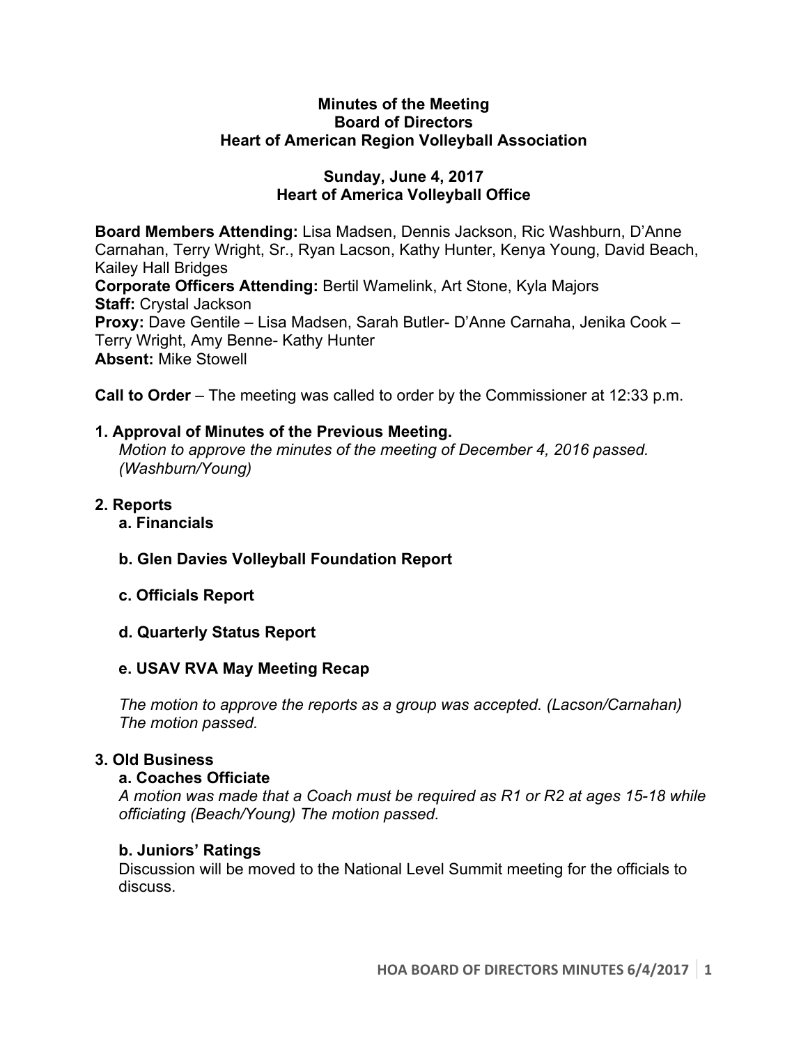**Minutes of the Meeting**
**Board of Directors**
**Heart of American Region Volleyball Association**

**Sunday, June 4, 2017**
**Heart of America Volleyball Office**

**Board Members Attending:** Lisa Madsen, Dennis Jackson, Ric Washburn, D'Anne Carnahan, Terry Wright, Sr., Ryan Lacson, Kathy Hunter, Kenya Young, David Beach, Kailey Hall Bridges
**Corporate Officers Attending:** Bertil Wamelink, Art Stone, Kyla Majors
**Staff:** Crystal Jackson
**Proxy:** Dave Gentile – Lisa Madsen, Sarah Butler- D'Anne Carnaha, Jenika Cook – Terry Wright, Amy Benne- Kathy Hunter
**Absent:** Mike Stowell

**Call to Order** – The meeting was called to order by the Commissioner at 12:33 p.m.

**1. Approval of Minutes of the Previous Meeting.**

*Motion to approve the minutes of the meeting of December 4, 2016 passed. (Washburn/Young)*

**2. Reports**

**a. Financials**

**b. Glen Davies Volleyball Foundation Report**

**c. Officials Report**

**d. Quarterly Status Report**

**e. USAV RVA May Meeting Recap**

*The motion to approve the reports as a group was accepted. (Lacson/Carnahan) The motion passed.*

**3. Old Business**

**a. Coaches Officiate**

*A motion was made that a Coach must be required as R1 or R2 at ages 15-18 while officiating (Beach/Young) The motion passed.*

**b. Juniors' Ratings**

Discussion will be moved to the National Level Summit meeting for the officials to discuss.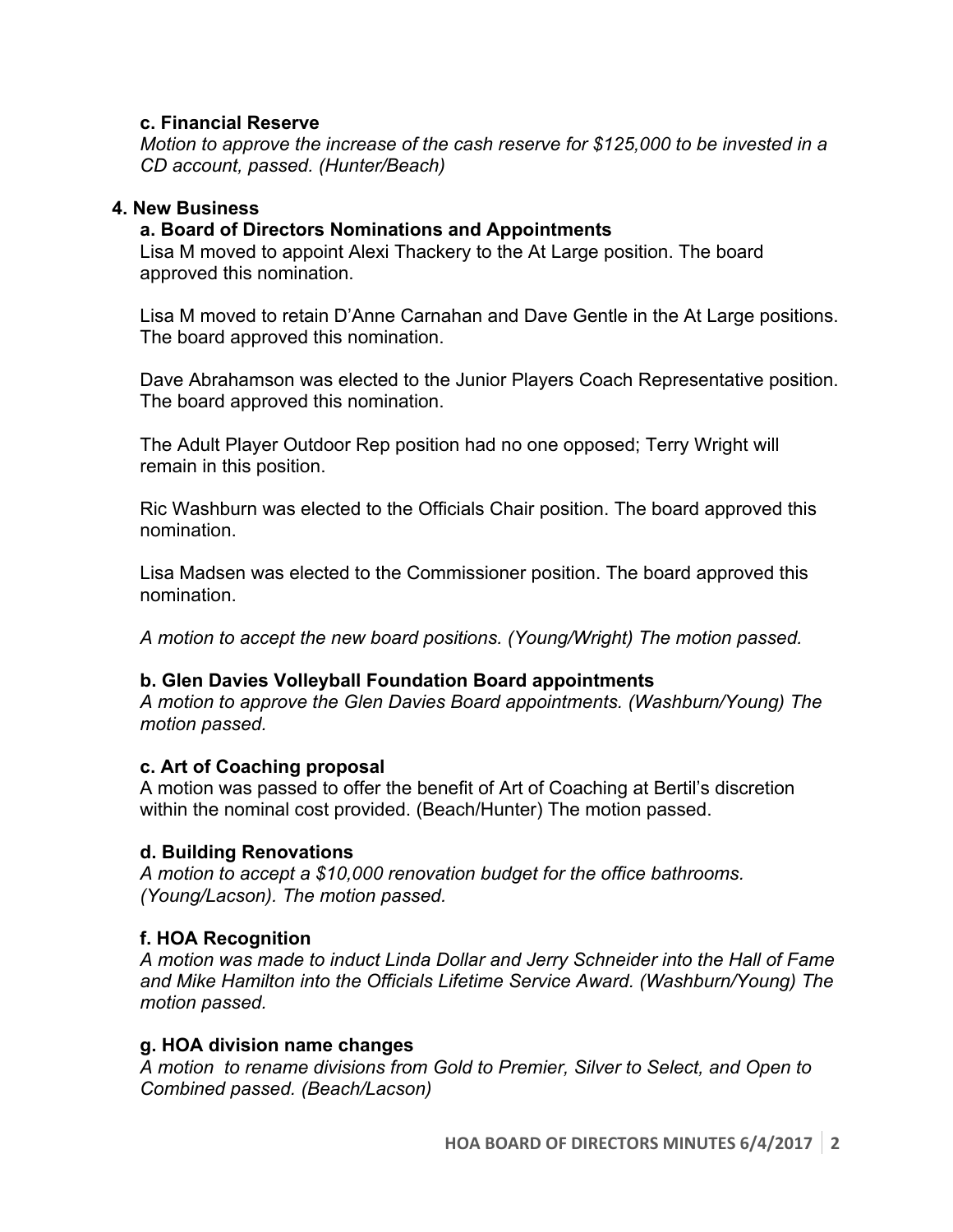**c. Financial Reserve**

*Motion to approve the increase of the cash reserve for $125,000 to be invested in a CD account, passed. (Hunter/Beach)*

**4. New Business**

**a. Board of Directors Nominations and Appointments**

Lisa M moved to appoint Alexi Thackery to the At Large position. The board approved this nomination.

Lisa M moved to retain D'Anne Carnahan and Dave Gentle in the At Large positions. The board approved this nomination.

Dave Abrahamson was elected to the Junior Players Coach Representative position. The board approved this nomination.

The Adult Player Outdoor Rep position had no one opposed; Terry Wright will remain in this position.

Ric Washburn was elected to the Officials Chair position. The board approved this nomination.

Lisa Madsen was elected to the Commissioner position. The board approved this nomination.

*A motion to accept the new board positions. (Young/Wright) The motion passed.*

**b. Glen Davies Volleyball Foundation Board appointments**

*A motion to approve the Glen Davies Board appointments. (Washburn/Young) The motion passed.*

**c. Art of Coaching proposal**

A motion was passed to offer the benefit of Art of Coaching at Bertil's discretion within the nominal cost provided. (Beach/Hunter) The motion passed.

**d. Building Renovations**

*A motion to accept a $10,000 renovation budget for the office bathrooms. (Young/Lacson). The motion passed.*

**f. HOA Recognition**

*A motion was made to induct Linda Dollar and Jerry Schneider into the Hall of Fame and Mike Hamilton into the Officials Lifetime Service Award. (Washburn/Young) The motion passed.*

**g. HOA division name changes**

*A motion to rename divisions from Gold to Premier, Silver to Select, and Open to Combined passed. (Beach/Lacson)*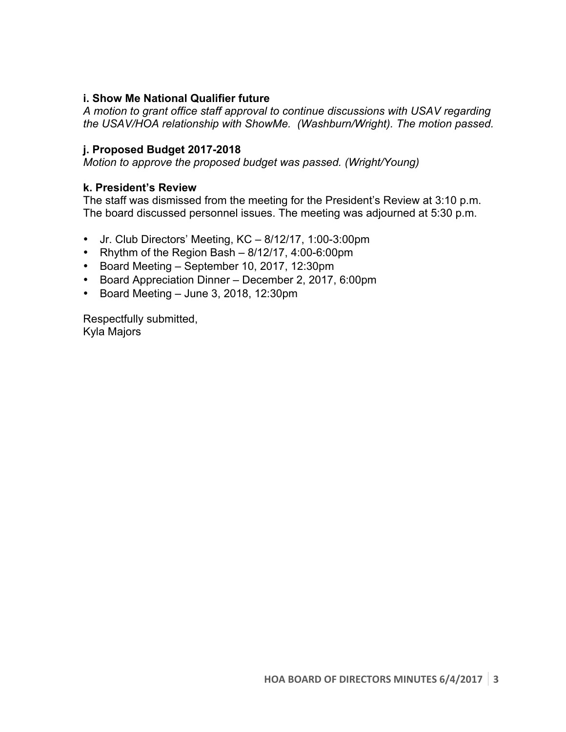**i. Show Me National Qualifier future**

*A motion to grant office staff approval to continue discussions with USAV regarding the USAV/HOA relationship with ShowMe. (Washburn/Wright). The motion passed.*

**j. Proposed Budget 2017-2018**

*Motion to approve the proposed budget was passed. (Wright/Young)*

**k. President's Review**

The staff was dismissed from the meeting for the President's Review at 3:10 p.m. The board discussed personnel issues. The meeting was adjourned at 5:30 p.m.

- Jr. Club Directors' Meeting, KC – 8/12/17, 1:00-3:00pm
- Rhythm of the Region Bash – 8/12/17, 4:00-6:00pm
- Board Meeting – September 10, 2017, 12:30pm
- Board Appreciation Dinner – December 2, 2017, 6:00pm
- Board Meeting – June 3, 2018, 12:30pm

Respectfully submitted,
Kyla Majors